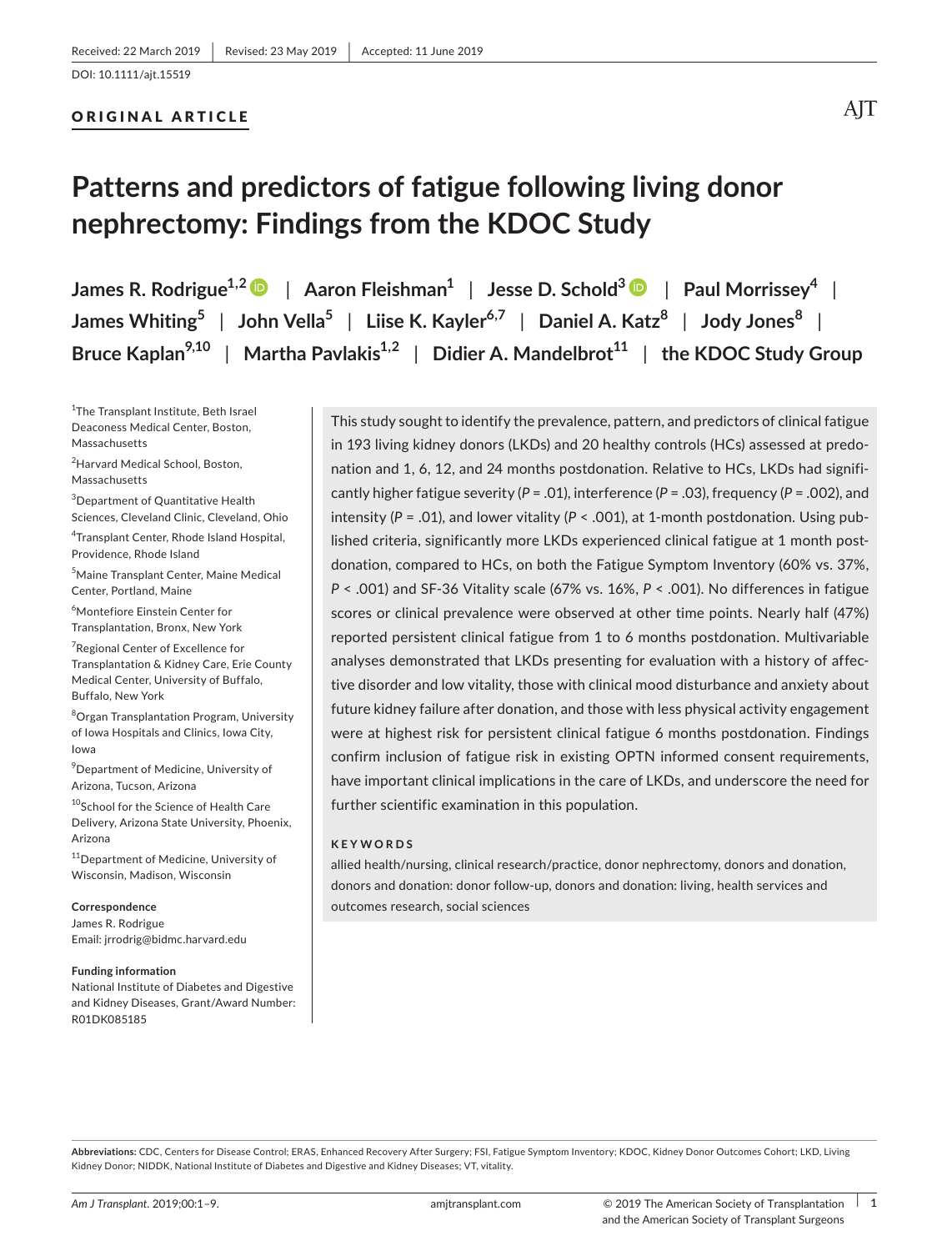Received: 22 March 2019 | Revised: 23 May 2019 | Accepted: 11 June 2019

DOI: 10.1111/ajt.15519

ORIGINAL ARTICLE

# Patterns and predictors of fatigue following living donor nephrectomy: Findings from the KDOC Study

**James R. Rodrigue[1,2] | Aaron Fleishman[1] | Jesse D. Schold[3] | Paul Morrissey[4] | James Whiting[5] | John Vella[5] | Liise K. Kayler[6,7] | Daniel A. Katz[8] | Jody Jones[8] | Bruce Kaplan[9,10] | Martha Pavlakis[1,2] | Didier A. Mandelbrot[11] | the KDOC Study Group**

[1]The Transplant Institute, Beth Israel Deaconess Medical Center, Boston, Massachusetts

[2]Harvard Medical School, Boston, Massachusetts

[3]Department of Quantitative Health Sciences, Cleveland Clinic, Cleveland, Ohio

[4]Transplant Center, Rhode Island Hospital, Providence, Rhode Island

[5]Maine Transplant Center, Maine Medical Center, Portland, Maine

[6]Montefiore Einstein Center for Transplantation, Bronx, New York

[7]Regional Center of Excellence for Transplantation & Kidney Care, Erie County Medical Center, University of Buffalo, Buffalo, New York

[8]Organ Transplantation Program, University of Iowa Hospitals and Clinics, Iowa City, Iowa

[9]Department of Medicine, University of Arizona, Tucson, Arizona

[10]School for the Science of Health Care Delivery, Arizona State University, Phoenix, Arizona

[11]Department of Medicine, University of Wisconsin, Madison, Wisconsin

**Correspondence**
James R. Rodrigue
Email: jrrodrig@bidmc.harvard.edu

**Funding information**
National Institute of Diabetes and Digestive and Kidney Diseases, Grant/Award Number: R01DK085185

This study sought to identify the prevalence, pattern, and predictors of clinical fatigue in 193 living kidney donors (LKDs) and 20 healthy controls (HCs) assessed at predonation and 1, 6, 12, and 24 months postdonation. Relative to HCs, LKDs had significantly higher fatigue severity ($P = .01$), interference ($P = .03$), frequency ($P = .002$), and intensity ($P = .01$), and lower vitality ($P < .001$), at 1-month postdonation. Using published criteria, significantly more LKDs experienced clinical fatigue at 1 month postdonation, compared to HCs, on both the Fatigue Symptom Inventory (60% vs. 37%, $P < .001$) and SF-36 Vitality scale (67% vs. 16%, $P < .001$). No differences in fatigue scores or clinical prevalence were observed at other time points. Nearly half (47%) reported persistent clinical fatigue from 1 to 6 months postdonation. Multivariable analyses demonstrated that LKDs presenting for evaluation with a history of affective disorder and low vitality, those with clinical mood disturbance and anxiety about future kidney failure after donation, and those with less physical activity engagement were at highest risk for persistent clinical fatigue 6 months postdonation. Findings confirm inclusion of fatigue risk in existing OPTN informed consent requirements, have important clinical implications in the care of LKDs, and underscore the need for further scientific examination in this population.

**KEYWORDS**

allied health/nursing, clinical research/practice, donor nephrectomy, donors and donation, donors and donation: donor follow-up, donors and donation: living, health services and outcomes research, social sciences

**Abbreviations:** CDC, Centers for Disease Control; ERAS, Enhanced Recovery After Surgery; FSI, Fatigue Symptom Inventory; KDOC, Kidney Donor Outcomes Cohort; LKD, Living Kidney Donor; NIDDK, National Institute of Diabetes and Digestive and Kidney Diseases; VT, vitality.

© 2019 The American Society of Transplantation and the American Society of Transplant Surgeons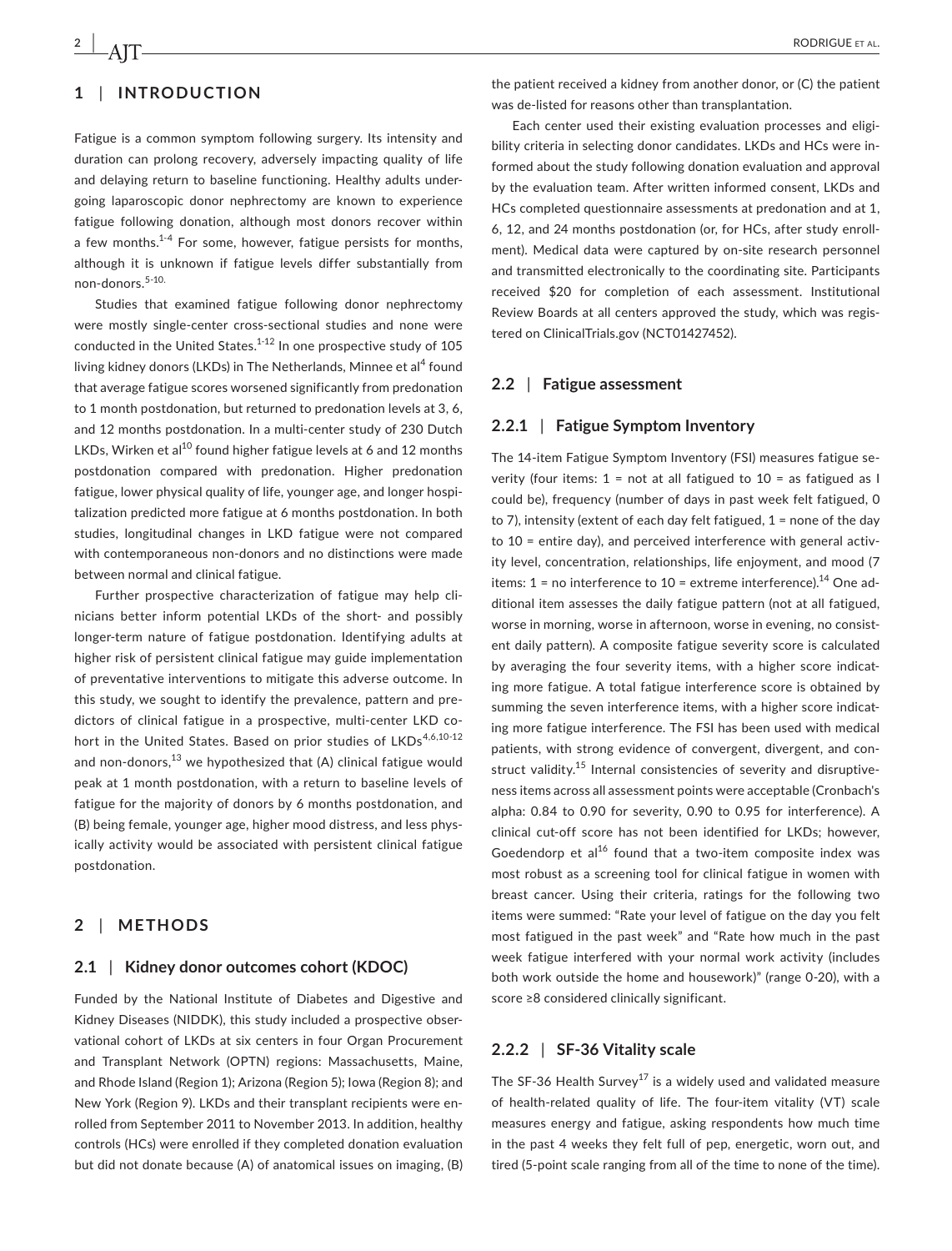## 1 | INTRODUCTION

Fatigue is a common symptom following surgery. Its intensity and duration can prolong recovery, adversely impacting quality of life and delaying return to baseline functioning. Healthy adults undergoing laparoscopic donor nephrectomy are known to experience fatigue following donation, although most donors recover within a few months.[1-4] For some, however, fatigue persists for months, although it is unknown if fatigue levels differ substantially from non-donors.[5-10.]

Studies that examined fatigue following donor nephrectomy were mostly single-center cross-sectional studies and none were conducted in the United States.[1-12] In one prospective study of 105 living kidney donors (LKDs) in The Netherlands, Minnee et al[4] found that average fatigue scores worsened significantly from predonation to 1 month postdonation, but returned to predonation levels at 3, 6, and 12 months postdonation. In a multi-center study of 230 Dutch LKDs, Wirken et al[10] found higher fatigue levels at 6 and 12 months postdonation compared with predonation. Higher predonation fatigue, lower physical quality of life, younger age, and longer hospitalization predicted more fatigue at 6 months postdonation. In both studies, longitudinal changes in LKD fatigue were not compared with contemporaneous non-donors and no distinctions were made between normal and clinical fatigue.

Further prospective characterization of fatigue may help clinicians better inform potential LKDs of the short- and possibly longer-term nature of fatigue postdonation. Identifying adults at higher risk of persistent clinical fatigue may guide implementation of preventative interventions to mitigate this adverse outcome. In this study, we sought to identify the prevalence, pattern and predictors of clinical fatigue in a prospective, multi-center LKD cohort in the United States. Based on prior studies of LKDs[4,6,10-12] and non-donors,[13] we hypothesized that (A) clinical fatigue would peak at 1 month postdonation, with a return to baseline levels of fatigue for the majority of donors by 6 months postdonation, and (B) being female, younger age, higher mood distress, and less physically activity would be associated with persistent clinical fatigue postdonation.

## 2 | METHODS

### 2.1 | Kidney donor outcomes cohort (KDOC)

Funded by the National Institute of Diabetes and Digestive and Kidney Diseases (NIDDK), this study included a prospective observational cohort of LKDs at six centers in four Organ Procurement and Transplant Network (OPTN) regions: Massachusetts, Maine, and Rhode Island (Region 1); Arizona (Region 5); Iowa (Region 8); and New York (Region 9). LKDs and their transplant recipients were enrolled from September 2011 to November 2013. In addition, healthy controls (HCs) were enrolled if they completed donation evaluation but did not donate because (A) of anatomical issues on imaging, (B) the patient received a kidney from another donor, or (C) the patient was de-listed for reasons other than transplantation.

Each center used their existing evaluation processes and eligibility criteria in selecting donor candidates. LKDs and HCs were informed about the study following donation evaluation and approval by the evaluation team. After written informed consent, LKDs and HCs completed questionnaire assessments at predonation and at 1, 6, 12, and 24 months postdonation (or, for HCs, after study enrollment). Medical data were captured by on-site research personnel and transmitted electronically to the coordinating site. Participants received $20 for completion of each assessment. Institutional Review Boards at all centers approved the study, which was registered on ClinicalTrials.gov (NCT01427452).

### 2.2 | Fatigue assessment

#### 2.2.1 | Fatigue Symptom Inventory

The 14-item Fatigue Symptom Inventory (FSI) measures fatigue severity (four items: 1 = not at all fatigued to 10 = as fatigued as I could be), frequency (number of days in past week felt fatigued, 0 to 7), intensity (extent of each day felt fatigued, 1 = none of the day to 10 = entire day), and perceived interference with general activity level, concentration, relationships, life enjoyment, and mood (7 items: 1 = no interference to 10 = extreme interference).[14] One additional item assesses the daily fatigue pattern (not at all fatigued, worse in morning, worse in afternoon, worse in evening, no consistent daily pattern). A composite fatigue severity score is calculated by averaging the four severity items, with a higher score indicating more fatigue. A total fatigue interference score is obtained by summing the seven interference items, with a higher score indicating more fatigue interference. The FSI has been used with medical patients, with strong evidence of convergent, divergent, and construct validity.[15] Internal consistencies of severity and disruptiveness items across all assessment points were acceptable (Cronbach's alpha: 0.84 to 0.90 for severity, 0.90 to 0.95 for interference). A clinical cut-off score has not been identified for LKDs; however, Goedendorp et al[16] found that a two-item composite index was most robust as a screening tool for clinical fatigue in women with breast cancer. Using their criteria, ratings for the following two items were summed: "Rate your level of fatigue on the day you felt most fatigued in the past week" and "Rate how much in the past week fatigue interfered with your normal work activity (includes both work outside the home and housework)" (range 0-20), with a score ≥8 considered clinically significant.

#### 2.2.2 | SF-36 Vitality scale

The SF-36 Health Survey[17] is a widely used and validated measure of health-related quality of life. The four-item vitality (VT) scale measures energy and fatigue, asking respondents how much time in the past 4 weeks they felt full of pep, energetic, worn out, and tired (5-point scale ranging from all of the time to none of the time).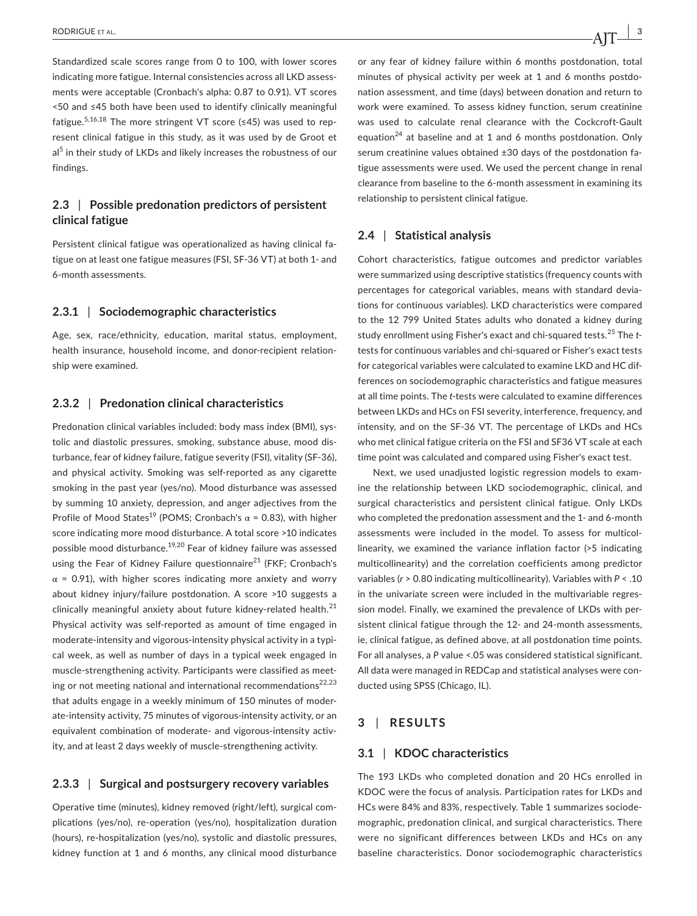Standardized scale scores range from 0 to 100, with lower scores indicating more fatigue. Internal consistencies across all LKD assessments were acceptable (Cronbach's alpha: 0.87 to 0.91). VT scores <50 and ≤45 both have been used to identify clinically meaningful fatigue.[5,16,18] The more stringent VT score (≤45) was used to represent clinical fatigue in this study, as it was used by de Groot et al[5] in their study of LKDs and likely increases the robustness of our findings.

### 2.3 | Possible predonation predictors of persistent clinical fatigue

Persistent clinical fatigue was operationalized as having clinical fatigue on at least one fatigue measures (FSI, SF-36 VT) at both 1- and 6-month assessments.

#### 2.3.1 | Sociodemographic characteristics

Age, sex, race/ethnicity, education, marital status, employment, health insurance, household income, and donor-recipient relationship were examined.

#### 2.3.2 | Predonation clinical characteristics

Predonation clinical variables included: body mass index (BMI), systolic and diastolic pressures, smoking, substance abuse, mood disturbance, fear of kidney failure, fatigue severity (FSI), vitality (SF-36), and physical activity. Smoking was self-reported as any cigarette smoking in the past year (yes/no). Mood disturbance was assessed by summing 10 anxiety, depression, and anger adjectives from the Profile of Mood States[19] (POMS; Cronbach's $\alpha$ = 0.83), with higher score indicating more mood disturbance. A total score >10 indicates possible mood disturbance.[19,20] Fear of kidney failure was assessed using the Fear of Kidney Failure questionnaire[21] (FKF; Cronbach's $\alpha$ = 0.91), with higher scores indicating more anxiety and worry about kidney injury/failure postdonation. A score >10 suggests a clinically meaningful anxiety about future kidney-related health.[21] Physical activity was self-reported as amount of time engaged in moderate-intensity and vigorous-intensity physical activity in a typical week, as well as number of days in a typical week engaged in muscle-strengthening activity. Participants were classified as meeting or not meeting national and international recommendations[22,23] that adults engage in a weekly minimum of 150 minutes of moderate-intensity activity, 75 minutes of vigorous-intensity activity, or an equivalent combination of moderate- and vigorous-intensity activity, and at least 2 days weekly of muscle-strengthening activity.

#### 2.3.3 | Surgical and postsurgery recovery variables

Operative time (minutes), kidney removed (right/left), surgical complications (yes/no), re-operation (yes/no), hospitalization duration (hours), re-hospitalization (yes/no), systolic and diastolic pressures, kidney function at 1 and 6 months, any clinical mood disturbance or any fear of kidney failure within 6 months postdonation, total minutes of physical activity per week at 1 and 6 months postdonation assessment, and time (days) between donation and return to work were examined. To assess kidney function, serum creatinine was used to calculate renal clearance with the Cockcroft-Gault equation[24] at baseline and at 1 and 6 months postdonation. Only serum creatinine values obtained ±30 days of the postdonation fatigue assessments were used. We used the percent change in renal clearance from baseline to the 6-month assessment in examining its relationship to persistent clinical fatigue.

### 2.4 | Statistical analysis

Cohort characteristics, fatigue outcomes and predictor variables were summarized using descriptive statistics (frequency counts with percentages for categorical variables, means with standard deviations for continuous variables). LKD characteristics were compared to the 12 799 United States adults who donated a kidney during study enrollment using Fisher's exact and chi-squared tests.[25] The *t*-tests for continuous variables and chi-squared or Fisher's exact tests for categorical variables were calculated to examine LKD and HC differences on sociodemographic characteristics and fatigue measures at all time points. The *t*-tests were calculated to examine differences between LKDs and HCs on FSI severity, interference, frequency, and intensity, and on the SF-36 VT. The percentage of LKDs and HCs who met clinical fatigue criteria on the FSI and SF36 VT scale at each time point was calculated and compared using Fisher's exact test.

Next, we used unadjusted logistic regression models to examine the relationship between LKD sociodemographic, clinical, and surgical characteristics and persistent clinical fatigue. Only LKDs who completed the predonation assessment and the 1- and 6-month assessments were included in the model. To assess for multicollinearity, we examined the variance inflation factor (>5 indicating multicollinearity) and the correlation coefficients among predictor variables ($r$ > 0.80 indicating multicollinearity). Variables with $P$ < .10 in the univariate screen were included in the multivariable regression model. Finally, we examined the prevalence of LKDs with persistent clinical fatigue through the 12- and 24-month assessments, ie, clinical fatigue, as defined above, at all postdonation time points. For all analyses, a $P$ value <.05 was considered statistical significant. All data were managed in REDCap and statistical analyses were conducted using SPSS (Chicago, IL).

## 3 | RESULTS

### 3.1 | KDOC characteristics

The 193 LKDs who completed donation and 20 HCs enrolled in KDOC were the focus of analysis. Participation rates for LKDs and HCs were 84% and 83%, respectively. Table 1 summarizes sociodemographic, predonation clinical, and surgical characteristics. There were no significant differences between LKDs and HCs on any baseline characteristics. Donor sociodemographic characteristics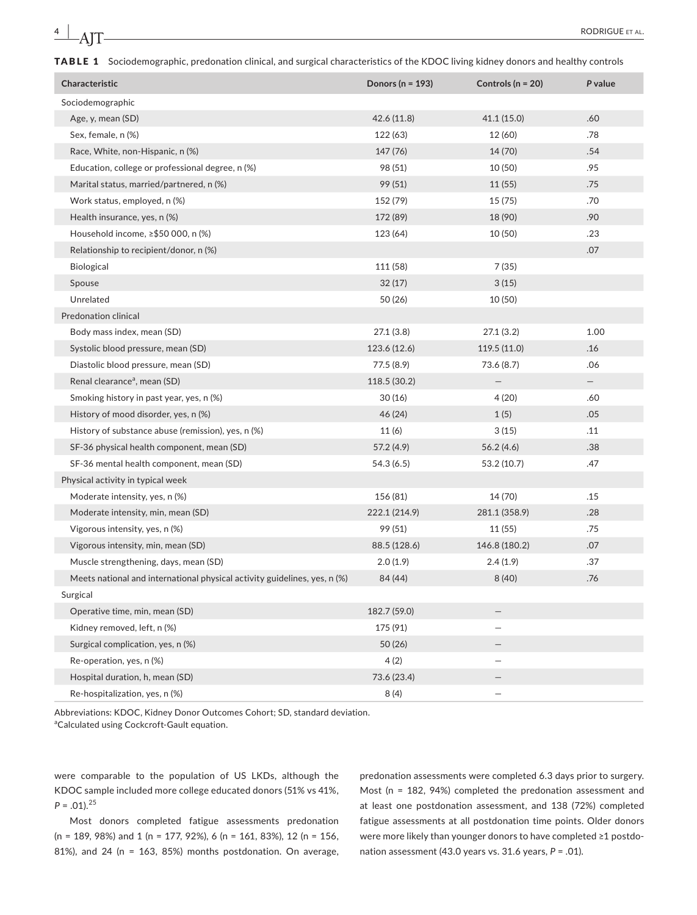**TABLE 1** Sociodemographic, predonation clinical, and surgical characteristics of the KDOC living kidney donors and healthy controls

| Characteristic | Donors (n = 193) | Controls (n = 20) | P value |
|---|---|---|---|
| Sociodemographic | | | |
| Age, y, mean (SD) | 42.6 (11.8) | 41.1 (15.0) | .60 |
| Sex, female, n (%) | 122 (63) | 12 (60) | .78 |
| Race, White, non-Hispanic, n (%) | 147 (76) | 14 (70) | .54 |
| Education, college or professional degree, n (%) | 98 (51) | 10 (50) | .95 |
| Marital status, married/partnered, n (%) | 99 (51) | 11 (55) | .75 |
| Work status, employed, n (%) | 152 (79) | 15 (75) | .70 |
| Health insurance, yes, n (%) | 172 (89) | 18 (90) | .90 |
| Household income, ≥$50 000, n (%) | 123 (64) | 10 (50) | .23 |
| Relationship to recipient/donor, n (%) | | | .07 |
| Biological | 111 (58) | 7 (35) | |
| Spouse | 32 (17) | 3 (15) | |
| Unrelated | 50 (26) | 10 (50) | |
| Predonation clinical | | | |
| Body mass index, mean (SD) | 27.1 (3.8) | 27.1 (3.2) | 1.00 |
| Systolic blood pressure, mean (SD) | 123.6 (12.6) | 119.5 (11.0) | .16 |
| Diastolic blood pressure, mean (SD) | 77.5 (8.9) | 73.6 (8.7) | .06 |
| Renal clearance[a], mean (SD) | 118.5 (30.2) | — | — |
| Smoking history in past year, yes, n (%) | 30 (16) | 4 (20) | .60 |
| History of mood disorder, yes, n (%) | 46 (24) | 1 (5) | .05 |
| History of substance abuse (remission), yes, n (%) | 11 (6) | 3 (15) | .11 |
| SF-36 physical health component, mean (SD) | 57.2 (4.9) | 56.2 (4.6) | .38 |
| SF-36 mental health component, mean (SD) | 54.3 (6.5) | 53.2 (10.7) | .47 |
| Physical activity in typical week | | | |
| Moderate intensity, yes, n (%) | 156 (81) | 14 (70) | .15 |
| Moderate intensity, min, mean (SD) | 222.1 (214.9) | 281.1 (358.9) | .28 |
| Vigorous intensity, yes, n (%) | 99 (51) | 11 (55) | .75 |
| Vigorous intensity, min, mean (SD) | 88.5 (128.6) | 146.8 (180.2) | .07 |
| Muscle strengthening, days, mean (SD) | 2.0 (1.9) | 2.4 (1.9) | .37 |
| Meets national and international physical activity guidelines, yes, n (%) | 84 (44) | 8 (40) | .76 |
| Surgical | | | |
| Operative time, min, mean (SD) | 182.7 (59.0) | — | |
| Kidney removed, left, n (%) | 175 (91) | — | |
| Surgical complication, yes, n (%) | 50 (26) | — | |
| Re-operation, yes, n (%) | 4 (2) | — | |
| Hospital duration, h, mean (SD) | 73.6 (23.4) | — | |
| Re-hospitalization, yes, n (%) | 8 (4) | — | |

Abbreviations: KDOC, Kidney Donor Outcomes Cohort; SD, standard deviation.
[a]Calculated using Cockcroft-Gault equation.

were comparable to the population of US LKDs, although the KDOC sample included more college educated donors (51% vs 41%, $P = .01$).[25]

Most donors completed fatigue assessments predonation (n = 189, 98%) and 1 (n = 177, 92%), 6 (n = 161, 83%), 12 (n = 156, 81%), and 24 (n = 163, 85%) months postdonation. On average, predonation assessments were completed 6.3 days prior to surgery. Most (n = 182, 94%) completed the predonation assessment and at least one postdonation assessment, and 138 (72%) completed fatigue assessments at all postdonation time points. Older donors were more likely than younger donors to have completed ≥1 postdonation assessment (43.0 years vs. 31.6 years, $P = .01$).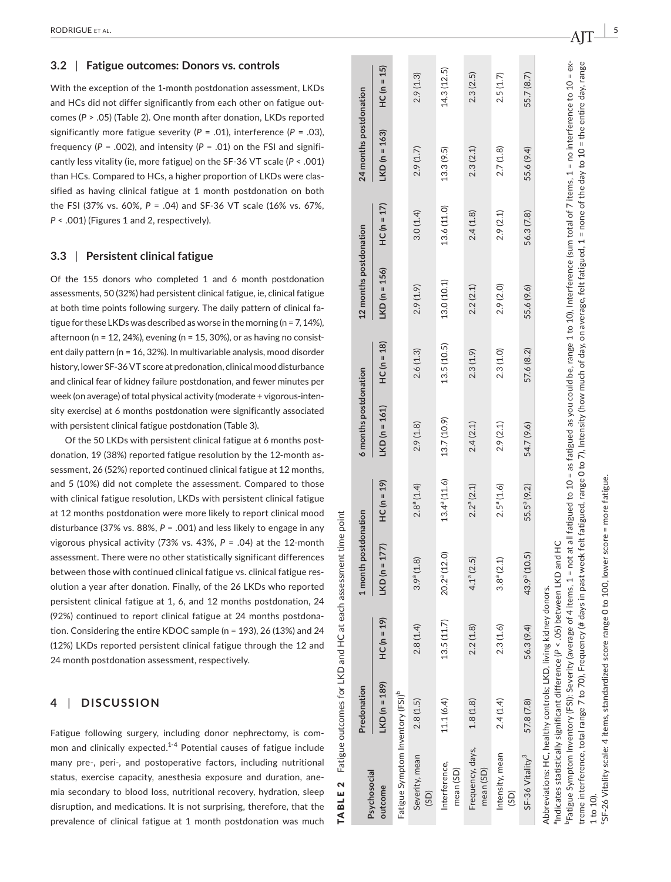### 3.2 | Fatigue outcomes: Donors vs. controls

With the exception of the 1-month postdonation assessment, LKDs and HCs did not differ significantly from each other on fatigue outcomes ($P > .05$) (Table 2). One month after donation, LKDs reported significantly more fatigue severity ($P = .01$), interference ($P = .03$), frequency ($P = .002$), and intensity ($P = .01$) on the FSI and significantly less vitality (ie, more fatigue) on the SF-36 VT scale ($P < .001$) than HCs. Compared to HCs, a higher proportion of LKDs were classified as having clinical fatigue at 1 month postdonation on both the FSI (37% vs. 60%, $P = .04$) and SF-36 VT scale (16% vs. 67%, $P < .001$) (Figures 1 and 2, respectively).

### 3.3 | Persistent clinical fatigue

Of the 155 donors who completed 1 and 6 month postdonation assessments, 50 (32%) had persistent clinical fatigue, ie, clinical fatigue at both time points following surgery. The daily pattern of clinical fatigue for these LKDs was described as worse in the morning (n = 7, 14%), afternoon (n = 12, 24%), evening (n = 15, 30%), or as having no consistent daily pattern (n = 16, 32%). In multivariable analysis, mood disorder history, lower SF-36 VT score at predonation, clinical mood disturbance and clinical fear of kidney failure postdonation, and fewer minutes per week (on average) of total physical activity (moderate + vigorous-intensity exercise) at 6 months postdonation were significantly associated with persistent clinical fatigue postdonation (Table 3).

Of the 50 LKDs with persistent clinical fatigue at 6 months postdonation, 19 (38%) reported fatigue resolution by the 12-month assessment, 26 (52%) reported continued clinical fatigue at 12 months, and 5 (10%) did not complete the assessment. Compared to those with clinical fatigue resolution, LKDs with persistent clinical fatigue at 12 months postdonation were more likely to report clinical mood disturbance (37% vs. 88%, $P = .001$) and less likely to engage in any vigorous physical activity (73% vs. 43%, $P = .04$) at the 12-month assessment. There were no other statistically significant differences between those with continued clinical fatigue vs. clinical fatigue resolution a year after donation. Finally, of the 26 LKDs who reported persistent clinical fatigue at 1, 6, and 12 months postdonation, 24 (92%) continued to report clinical fatigue at 24 months postdonation. Considering the entire KDOC sample (n = 193), 26 (13%) and 24 (12%) LKDs reported persistent clinical fatigue through the 12 and 24 month postdonation assessment, respectively.

## 4 | DISCUSSION

Fatigue following surgery, including donor nephrectomy, is common and clinically expected.[1-4] Potential causes of fatigue include many pre-, peri-, and postoperative factors, including nutritional status, exercise capacity, anesthesia exposure and duration, anemia secondary to blood loss, nutritional recovery, hydration, sleep disruption, and medications. It is not surprising, therefore, that the prevalence of clinical fatigue at 1 month postdonation was much

**TABLE 2** Fatigue outcomes for LKD and HC at each assessment time point

| Psychosocial outcome | Predonation | | 1 month postdonation | | 6 months postdonation | | 12 months postdonation | | 24 months postdonation | |
|---|---|---|---|---|---|---|---|---|---|---|
| | LKD (n = 189) | HC (n = 19) | LKD (n = 177) | HC (n = 19) | LKD (n = 161) | HC (n = 18) | LKD (n = 156) | HC (n = 17) | LKD (n = 163) | HC (n = 15) |
| Fatigue Symptom Inventory (FSI)[b] | | | | | | | | | | |
| Severity, mean (SD) | 2.8 (1.5) | 2.8 (1.4) | 3.9[a] (1.8) | 2.8[a] (1.4) | 2.9 (1.8) | 2.6 (1.3) | 2.9 (1.9) | 3.0 (1.4) | 2.9 (1.7) | 2.9 (1.3) |
| Interference, mean (SD) | 11.1 (6.4) | 13.5 (11.7) | 20.2[a] (12.0) | 13.4[a] (11.6) | 13.7 (10.9) | 13.5 (10.5) | 13.0 (10.1) | 13.6 (11.0) | 13.3 (9.5) | 14.3 (12.5) |
| Frequency, days, mean (SD) | 1.8 (1.8) | 2.2 (1.8) | 4.1[a] (2.5) | 2.2[a] (2.1) | 2.4 (2.1) | 2.3 (1.9) | 2.2 (2.1) | 2.4 (1.8) | 2.3 (2.1) | 2.3 (2.5) |
| Intensity, mean (SD) | 2.4 (1.4) | 2.3 (1.6) | 3.8[a] (2.1) | 2.5[a] (1.6) | 2.9 (2.1) | 2.3 (1.0) | 2.9 (2.0) | 2.9 (2.1) | 2.7 (1.8) | 2.5 (1.7) |
| SF-36 Vitality[c] | 57.8 (7.8) | 56.3 (9.4) | 43.9[a] (10.5) | 55.5[a] (9.2) | 54.7 (9.6) | 57.6 (8.2) | 55.6 (9.6) | 56.3 (7.8) | 55.6 (9.4) | 55.7 (8.7) |

Abbreviations: HC, healthy controls; LKD, living kidney donors.

[a]Indicates statistically significant difference ($P < .05$) between LKD and HC

[b]Fatigue Symptom Inventory (FSI): Severity (average of 4 items, 1 = not at all fatigued to 10 = as fatigued as you could be, range 1 to 10), Interference (sum total of 7 items, 1 = no interference to 10 = extreme interference, total range 7 to 70), Frequency (# days in past week felt fatigued, range 0 to 7), Intensity (how much of day, on average, felt fatigued, 1 = none of the day to 10 = the entire day, range 1 to 10).

[c]SF-26 Vitality scale: 4 items, standardized score range 0 to 100, lower score = more fatigue.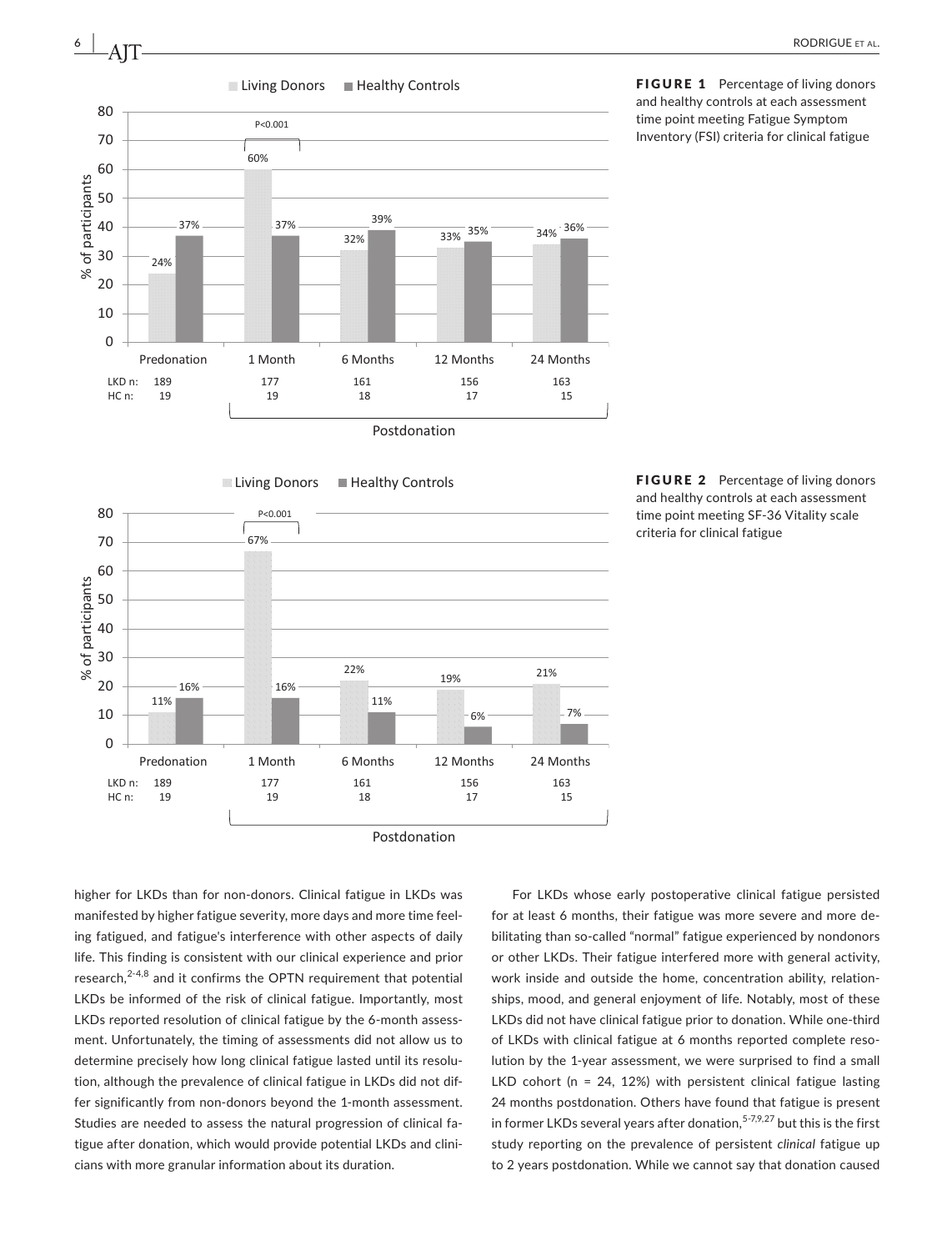FIGURE 1 Percentage of living donors and healthy controls at each assessment time point meeting Fatigue Symptom Inventory (FSI) criteria for clinical fatigue

FIGURE 2 Percentage of living donors and healthy controls at each assessment time point meeting SF-36 Vitality scale criteria for clinical fatigue

higher for LKDs than for non-donors. Clinical fatigue in LKDs was manifested by higher fatigue severity, more days and more time feeling fatigued, and fatigue's interference with other aspects of daily life. This finding is consistent with our clinical experience and prior research,[2-4,8] and it confirms the OPTN requirement that potential LKDs be informed of the risk of clinical fatigue. Importantly, most LKDs reported resolution of clinical fatigue by the 6-month assessment. Unfortunately, the timing of assessments did not allow us to determine precisely how long clinical fatigue lasted until its resolution, although the prevalence of clinical fatigue in LKDs did not differ significantly from non-donors beyond the 1-month assessment. Studies are needed to assess the natural progression of clinical fatigue after donation, which would provide potential LKDs and clinicians with more granular information about its duration.

For LKDs whose early postoperative clinical fatigue persisted for at least 6 months, their fatigue was more severe and more debilitating than so-called "normal" fatigue experienced by nondonors or other LKDs. Their fatigue interfered more with general activity, work inside and outside the home, concentration ability, relationships, mood, and general enjoyment of life. Notably, most of these LKDs did not have clinical fatigue prior to donation. While one-third of LKDs with clinical fatigue at 6 months reported complete resolution by the 1-year assessment, we were surprised to find a small LKD cohort (n = 24, 12%) with persistent clinical fatigue lasting 24 months postdonation. Others have found that fatigue is present in former LKDs several years after donation,[5-7,9,27] but this is the first study reporting on the prevalence of persistent *clinical* fatigue up to 2 years postdonation. While we cannot say that donation caused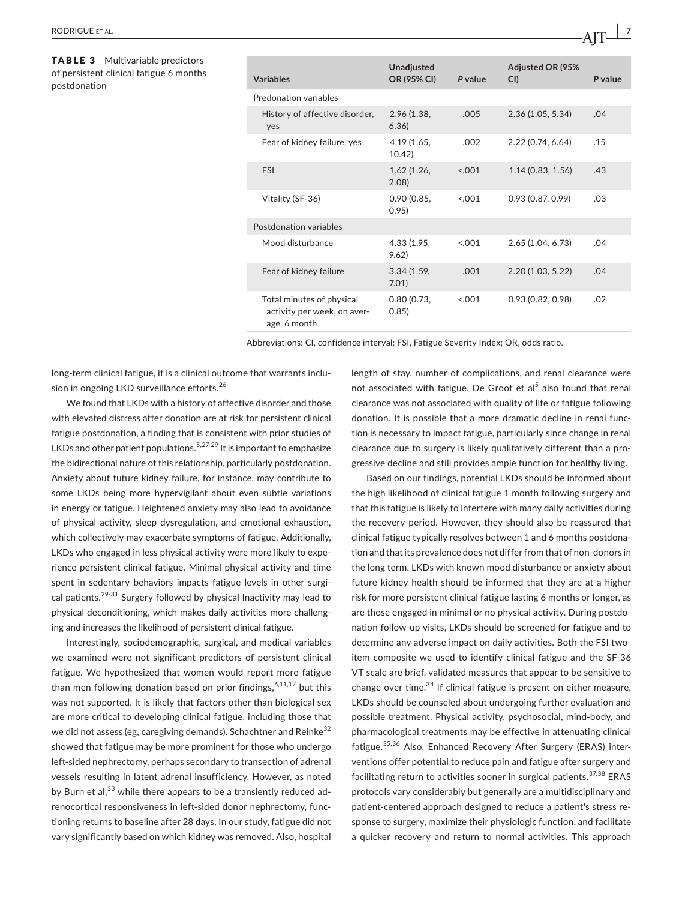**TABLE 3** Multivariable predictors of persistent clinical fatigue 6 months postdonation

| Variables | Unadjusted OR (95% CI) | P value | Adjusted OR (95% CI) | P value |
|---|---|---|---|---|
| Predonation variables | | | | |
| History of affective disorder, yes | 2.96 (1.38, 6.36) | .005 | 2.36 (1.05, 5.34) | .04 |
| Fear of kidney failure, yes | 4.19 (1.65, 10.42) | .002 | 2.22 (0.74, 6.64) | .15 |
| FSI | 1.62 (1.26, 2.08) | <.001 | 1.14 (0.83, 1.56) | .43 |
| Vitality (SF-36) | 0.90 (0.85, 0.95) | <.001 | 0.93 (0.87, 0.99) | .03 |
| Postdonation variables | | | | |
| Mood disturbance | 4.33 (1.95, 9.62) | <.001 | 2.65 (1.04, 6.73) | .04 |
| Fear of kidney failure | 3.34 (1.59, 7.01) | .001 | 2.20 (1.03, 5.22) | .04 |
| Total minutes of physical activity per week, on average, 6 month | 0.80 (0.73, 0.85) | <.001 | 0.93 (0.82, 0.98) | .02 |

Abbreviations: CI, confidence interval; FSI, Fatigue Severity Index; OR, odds ratio.

long-term clinical fatigue, it is a clinical outcome that warrants inclusion in ongoing LKD surveillance efforts.[26]

We found that LKDs with a history of affective disorder and those with elevated distress after donation are at risk for persistent clinical fatigue postdonation, a finding that is consistent with prior studies of LKDs and other patient populations.[5,27-29] It is important to emphasize the bidirectional nature of this relationship, particularly postdonation. Anxiety about future kidney failure, for instance, may contribute to some LKDs being more hypervigilant about even subtle variations in energy or fatigue. Heightened anxiety may also lead to avoidance of physical activity, sleep dysregulation, and emotional exhaustion, which collectively may exacerbate symptoms of fatigue. Additionally, LKDs who engaged in less physical activity were more likely to experience persistent clinical fatigue. Minimal physical activity and time spent in sedentary behaviors impacts fatigue levels in other surgical patients.[29-31] Surgery followed by physical Inactivity may lead to physical deconditioning, which makes daily activities more challenging and increases the likelihood of persistent clinical fatigue.

Interestingly, sociodemographic, surgical, and medical variables we examined were not significant predictors of persistent clinical fatigue. We hypothesized that women would report more fatigue than men following donation based on prior findings,[6,11,12] but this was not supported. It is likely that factors other than biological sex are more critical to developing clinical fatigue, including those that we did not assess (eg, caregiving demands). Schachtner and Reinke[32] showed that fatigue may be more prominent for those who undergo left-sided nephrectomy, perhaps secondary to transection of adrenal vessels resulting in latent adrenal insufficiency. However, as noted by Burn et al,[33] while there appears to be a transiently reduced adrenocortical responsiveness in left-sided donor nephrectomy, functioning returns to baseline after 28 days. In our study, fatigue did not vary significantly based on which kidney was removed. Also, hospital length of stay, number of complications, and renal clearance were not associated with fatigue. De Groot et al[5] also found that renal clearance was not associated with quality of life or fatigue following donation. It is possible that a more dramatic decline in renal function is necessary to impact fatigue, particularly since change in renal clearance due to surgery is likely qualitatively different than a progressive decline and still provides ample function for healthy living.

Based on our findings, potential LKDs should be informed about the high likelihood of clinical fatigue 1 month following surgery and that this fatigue is likely to interfere with many daily activities during the recovery period. However, they should also be reassured that clinical fatigue typically resolves between 1 and 6 months postdonation and that its prevalence does not differ from that of non-donors in the long term. LKDs with known mood disturbance or anxiety about future kidney health should be informed that they are at a higher risk for more persistent clinical fatigue lasting 6 months or longer, as are those engaged in minimal or no physical activity. During postdonation follow-up visits, LKDs should be screened for fatigue and to determine any adverse impact on daily activities. Both the FSI two-item composite we used to identify clinical fatigue and the SF-36 VT scale are brief, validated measures that appear to be sensitive to change over time.[34] If clinical fatigue is present on either measure, LKDs should be counseled about undergoing further evaluation and possible treatment. Physical activity, psychosocial, mind-body, and pharmacological treatments may be effective in attenuating clinical fatigue.[35,36] Also, Enhanced Recovery After Surgery (ERAS) interventions offer potential to reduce pain and fatigue after surgery and facilitating return to activities sooner in surgical patients.[37,38] ERAS protocols vary considerably but generally are a multidisciplinary and patient-centered approach designed to reduce a patient's stress response to surgery, maximize their physiologic function, and facilitate a quicker recovery and return to normal activities. This approach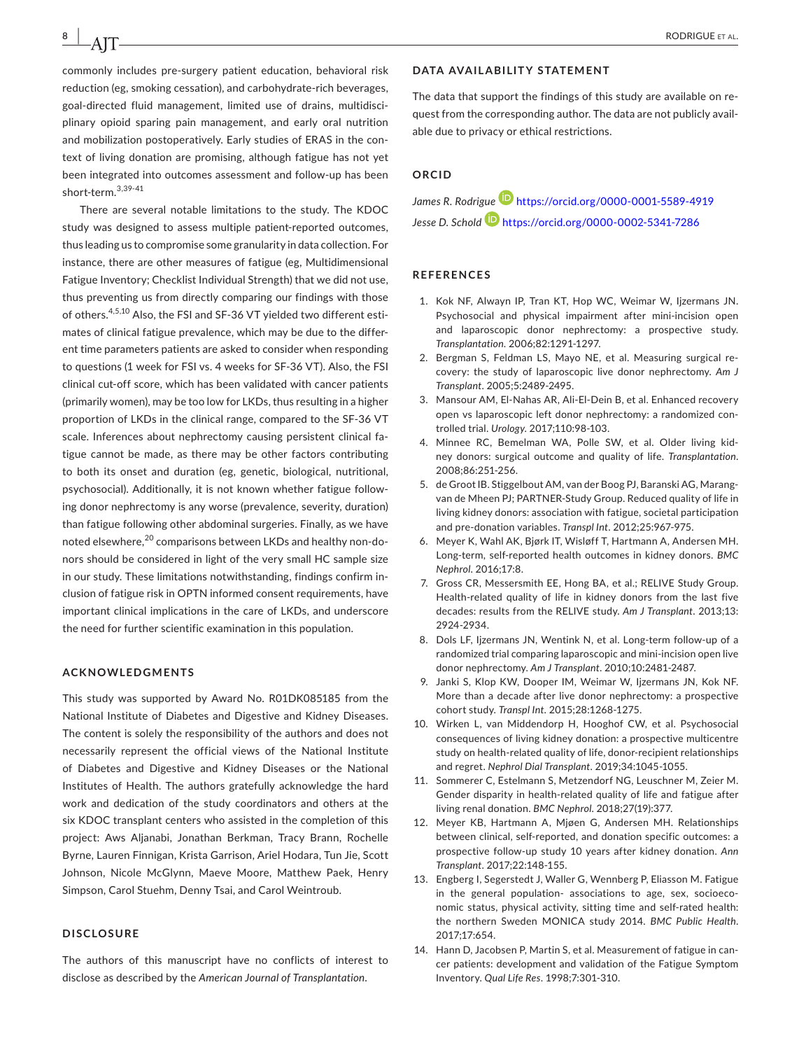commonly includes pre-surgery patient education, behavioral risk reduction (eg, smoking cessation), and carbohydrate-rich beverages, goal-directed fluid management, limited use of drains, multidisciplinary opioid sparing pain management, and early oral nutrition and mobilization postoperatively. Early studies of ERAS in the context of living donation are promising, although fatigue has not yet been integrated into outcomes assessment and follow-up has been short-term.[3,39-41]

There are several notable limitations to the study. The KDOC study was designed to assess multiple patient-reported outcomes, thus leading us to compromise some granularity in data collection. For instance, there are other measures of fatigue (eg, Multidimensional Fatigue Inventory; Checklist Individual Strength) that we did not use, thus preventing us from directly comparing our findings with those of others.[4,5,10] Also, the FSI and SF-36 VT yielded two different estimates of clinical fatigue prevalence, which may be due to the different time parameters patients are asked to consider when responding to questions (1 week for FSI vs. 4 weeks for SF-36 VT). Also, the FSI clinical cut-off score, which has been validated with cancer patients (primarily women), may be too low for LKDs, thus resulting in a higher proportion of LKDs in the clinical range, compared to the SF-36 VT scale. Inferences about nephrectomy causing persistent clinical fatigue cannot be made, as there may be other factors contributing to both its onset and duration (eg, genetic, biological, nutritional, psychosocial). Additionally, it is not known whether fatigue following donor nephrectomy is any worse (prevalence, severity, duration) than fatigue following other abdominal surgeries. Finally, as we have noted elsewhere,[20] comparisons between LKDs and healthy non-donors should be considered in light of the very small HC sample size in our study. These limitations notwithstanding, findings confirm inclusion of fatigue risk in OPTN informed consent requirements, have important clinical implications in the care of LKDs, and underscore the need for further scientific examination in this population.

## ACKNOWLEDGMENTS

This study was supported by Award No. R01DK085185 from the National Institute of Diabetes and Digestive and Kidney Diseases. The content is solely the responsibility of the authors and does not necessarily represent the official views of the National Institute of Diabetes and Digestive and Kidney Diseases or the National Institutes of Health. The authors gratefully acknowledge the hard work and dedication of the study coordinators and others at the six KDOC transplant centers who assisted in the completion of this project: Aws Aljanabi, Jonathan Berkman, Tracy Brann, Rochelle Byrne, Lauren Finnigan, Krista Garrison, Ariel Hodara, Tun Jie, Scott Johnson, Nicole McGlynn, Maeve Moore, Matthew Paek, Henry Simpson, Carol Stuehm, Denny Tsai, and Carol Weintroub.

## DISCLOSURE

The authors of this manuscript have no conflicts of interest to disclose as described by the *American Journal of Transplantation*.

## DATA AVAILABILITY STATEMENT

The data that support the findings of this study are available on request from the corresponding author. The data are not publicly available due to privacy or ethical restrictions.

## ORCID

*James R. Rodrigue* https://orcid.org/0000-0001-5589-4919
*Jesse D. Schold* https://orcid.org/0000-0002-5341-7286

## REFERENCES

1. Kok NF, Alwayn IP, Tran KT, Hop WC, Weimar W, Ijzermans JN. Psychosocial and physical impairment after mini-incision open and laparoscopic donor nephrectomy: a prospective study. *Transplantation*. 2006;82:1291-1297.
2. Bergman S, Feldman LS, Mayo NE, et al. Measuring surgical recovery: the study of laparoscopic live donor nephrectomy. *Am J Transplant*. 2005;5:2489-2495.
3. Mansour AM, El-Nahas AR, Ali-El-Dein B, et al. Enhanced recovery open vs laparoscopic left donor nephrectomy: a randomized controlled trial. *Urology*. 2017;110:98-103.
4. Minnee RC, Bemelman WA, Polle SW, et al. Older living kidney donors: surgical outcome and quality of life. *Transplantation*. 2008;86:251-256.
5. de Groot IB. Stiggelbout AM, van der Boog PJ, Baranski AG, Marang-van de Mheen PJ; PARTNER-Study Group. Reduced quality of life in living kidney donors: association with fatigue, societal participation and pre-donation variables. *Transpl Int*. 2012;25:967-975.
6. Meyer K, Wahl AK, Bjørk IT, Wisløff T, Hartmann A, Andersen MH. Long-term, self-reported health outcomes in kidney donors. *BMC Nephrol*. 2016;17:8.
7. Gross CR, Messersmith EE, Hong BA, et al.; RELIVE Study Group. Health-related quality of life in kidney donors from the last five decades: results from the RELIVE study. *Am J Transplant*. 2013;13:2924-2934.
8. Dols LF, Ijzermans JN, Wentink N, et al. Long-term follow-up of a randomized trial comparing laparoscopic and mini-incision open live donor nephrectomy. *Am J Transplant*. 2010;10:2481-2487.
9. Janki S, Klop KW, Dooper IM, Weimar W, Ijzermans JN, Kok NF. More than a decade after live donor nephrectomy: a prospective cohort study. *Transpl Int*. 2015;28:1268-1275.
10. Wirken L, van Middendorp H, Hooghof CW, et al. Psychosocial consequences of living kidney donation: a prospective multicentre study on health-related quality of life, donor-recipient relationships and regret. *Nephrol Dial Transplant*. 2019;34:1045-1055.
11. Sommerer C, Estelmann S, Metzendorf NG, Leuschner M, Zeier M. Gender disparity in health-related quality of life and fatigue after living renal donation. *BMC Nephrol*. 2018;27(19):377.
12. Meyer KB, Hartmann A, Mjøen G, Andersen MH. Relationships between clinical, self-reported, and donation specific outcomes: a prospective follow-up study 10 years after kidney donation. *Ann Transplant*. 2017;22:148-155.
13. Engberg I, Segerstedt J, Waller G, Wennberg P, Eliasson M. Fatigue in the general population- associations to age, sex, socioeconomic status, physical activity, sitting time and self-rated health: the northern Sweden MONICA study 2014. *BMC Public Health*. 2017;17:654.
14. Hann D, Jacobsen P, Martin S, et al. Measurement of fatigue in cancer patients: development and validation of the Fatigue Symptom Inventory. *Qual Life Res*. 1998;7:301-310.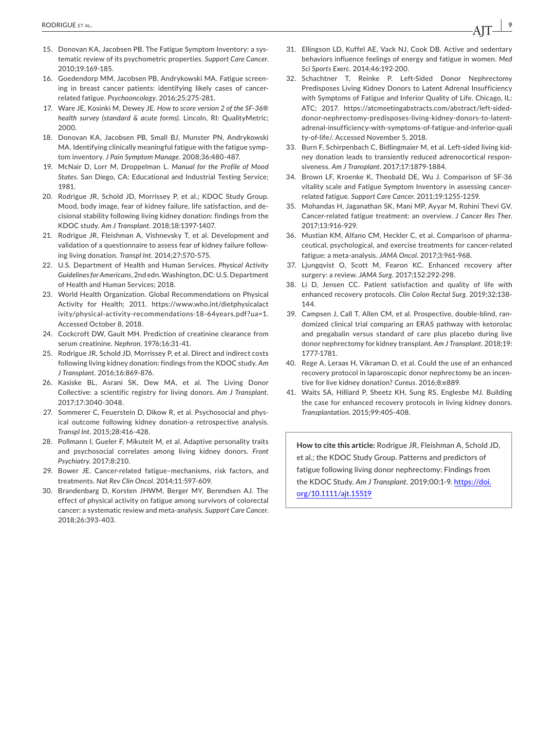15. Donovan KA, Jacobsen PB. The Fatigue Symptom Inventory: a systematic review of its psychometric properties. *Support Care Cancer*. 2010;19:169-185.
16. Goedendorp MM, Jacobsen PB, Andrykowski MA. Fatigue screening in breast cancer patients: identifying likely cases of cancer-related fatigue. *Psychooncology*. 2016;25:275-281.
17. Ware JE, Kosinki M, Dewey JE. *How to score version 2 of the SF-36® health survey (standard & acute forms)*. Lincoln, RI: QualityMetric; 2000.
18. Donovan KA, Jacobsen PB, Small BJ, Munster PN, Andrykowski MA. Identifying clinically meaningful fatigue with the fatigue symptom inventory. *J Pain Symptom Manage*. 2008;36:480-487.
19. McNair D, Lorr M, Droppelman L. *Manual for the Profile of Mood States*. San Diego, CA: Educational and Industrial Testing Service; 1981.
20. Rodrigue JR, Schold JD, Morrissey P, et al.; KDOC Study Group. Mood, body image, fear of kidney failure, life satisfaction, and decisional stability following living kidney donation: findings from the KDOC study. *Am J Transplant*. 2018;18:1397-1407.
21. Rodrigue JR, Fleishman A, Vishnevsky T, et al. Development and validation of a questionnaire to assess fear of kidney failure following living donation. *Transpl Int*. 2014;27:570-575.
22. U.S. Department of Health and Human Services. *Physical Activity Guidelines for Americans*, 2nd edn. Washington, DC: U.S. Department of Health and Human Services; 2018.
23. World Health Organization. Global Recommendations on Physical Activity for Health; 2011. https://www.who.int/dietphysicalactivity/physical-activity-recommendations-18-64years.pdf?ua=1. Accessed October 8, 2018.
24. Cockcroft DW, Gault MH. Prediction of creatinine clearance from serum creatinine. *Nephron*. 1976;16:31-41.
25. Rodrigue JR, Schold JD, Morrissey P, et al. Direct and indirect costs following living kidney donation: findings from the KDOC study. *Am J Transplant*. 2016;16:869-876.
26. Kasiske BL, Asrani SK, Dew MA, et al. The Living Donor Collective: a scientific registry for living donors. *Am J Transplant*. 2017;17:3040-3048.
27. Sommerer C, Feuerstein D, Dikow R, et al. Psychosocial and physical outcome following kidney donation-a retrospective analysis. *Transpl Int*. 2015;28:416-428.
28. Pollmann I, Gueler F, Mikuteit M, et al. Adaptive personality traits and psychosocial correlates among living kidney donors. *Front Psychiatry*. 2017;8:210.
29. Bower JE. Cancer-related fatigue–mechanisms, risk factors, and treatments. *Nat Rev Clin Oncol*. 2014;11:597-609.
30. Brandenbarg D, Korsten JHWM, Berger MY, Berendsen AJ. The effect of physical activity on fatigue among survivors of colorectal cancer: a systematic review and meta-analysis. *Support Care Cancer*. 2018;26:393-403.
31. Ellingson LD, Kuffel AE, Vack NJ, Cook DB. Active and sedentary behaviors influence feelings of energy and fatigue in women. *Med Sci Sports Exerc*. 2014;46:192-200.
32. Schachtner T, Reinke P. Left-Sided Donor Nephrectomy Predisposes Living Kidney Donors to Latent Adrenal Insufficiency with Symptoms of Fatigue and Inferior Quality of Life. Chicago, IL: ATC; 2017. https://atcmeetingabstracts.com/abstract/left-sided-donor-nephrectomy-predisposes-living-kidney-donors-to-latent-adrenal-insufficiency-with-symptoms-of-fatigue-and-inferior-quality-of-life/. Accessed November 5, 2018.
33. Burn F, Schirpenbach C, Bidlingmaier M, et al. Left-sided living kidney donation leads to transiently reduced adrenocortical responsiveness. *Am J Transplant*. 2017;17:1879-1884.
34. Brown LF, Kroenke K, Theobald DE, Wu J. Comparison of SF-36 vitality scale and Fatigue Symptom Inventory in assessing cancer-related fatigue. *Support Care Cancer*. 2011;19:1255-1259.
35. Mohandas H, Jaganathan SK, Mani MP, Ayyar M, Rohini Thevi GV. Cancer-related fatigue treatment: an overview. *J Cancer Res Ther*. 2017;13:916-929.
36. Mustian KM, Alfano CM, Heckler C, et al. Comparison of pharmaceutical, psychological, and exercise treatments for cancer-related fatigue: a meta-analysis. *JAMA Oncol*. 2017;3:961-968.
37. Ljungqvist O, Scott M, Fearon KC. Enhanced recovery after surgery: a review. *JAMA Surg*. 2017;152:292-298.
38. Li D, Jensen CC. Patient satisfaction and quality of life with enhanced recovery protocols. *Clin Colon Rectal Surg*. 2019;32:138-144.
39. Campsen J, Call T, Allen CM, et al. Prospective, double-blind, randomized clinical trial comparing an ERAS pathway with ketorolac and pregabalin versus standard of care plus placebo during live donor nephrectomy for kidney transplant. *Am J Transplant*. 2018;19:1777-1781.
40. Rege A, Leraas H, Vikraman D, et al. Could the use of an enhanced recovery protocol in laparoscopic donor nephrectomy be an incentive for live kidney donation? *Cureus*. 2016;8:e889.
41. Waits SA, Hilliard P, Sheetz KH, Sung RS, Englesbe MJ. Building the case for enhanced recovery protocols in living kidney donors. *Transplantation*. 2015;99:405-408.

**How to cite this article:** Rodrigue JR, Fleishman A, Schold JD, et al.; the KDOC Study Group. Patterns and predictors of fatigue following living donor nephrectomy: Findings from the KDOC Study. *Am J Transplant*. 2019;00:1-9. https://doi.org/10.1111/ajt.15519